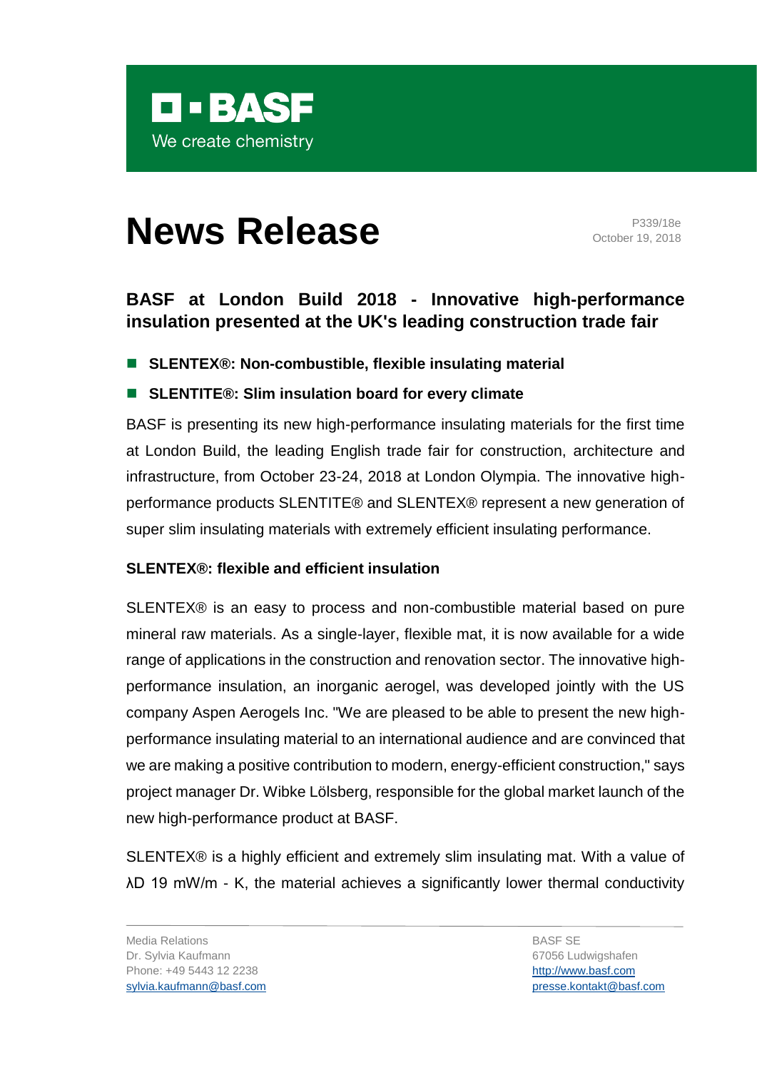**BASF**
We create chemistry

# News Release

P339/18e
October 19, 2018

## BASF at London Build 2018 - Innovative high-performance insulation presented at the UK's leading construction trade fair

- **SLENTEX®: Non-combustible, flexible insulating material**
- **SLENTITE®: Slim insulation board for every climate**

BASF is presenting its new high-performance insulating materials for the first time at London Build, the leading English trade fair for construction, architecture and infrastructure, from October 23-24, 2018 at London Olympia. The innovative high-performance products SLENTITE® and SLENTEX® represent a new generation of super slim insulating materials with extremely efficient insulating performance.

### SLENTEX®: flexible and efficient insulation

SLENTEX® is an easy to process and non-combustible material based on pure mineral raw materials. As a single-layer, flexible mat, it is now available for a wide range of applications in the construction and renovation sector. The innovative high-performance insulation, an inorganic aerogel, was developed jointly with the US company Aspen Aerogels Inc. "We are pleased to be able to present the new high-performance insulating material to an international audience and are convinced that we are making a positive contribution to modern, energy-efficient construction," says project manager Dr. Wibke Lölsberg, responsible for the global market launch of the new high-performance product at BASF.

SLENTEX® is a highly efficient and extremely slim insulating mat. With a value of λD 19 mW/m - K, the material achieves a significantly lower thermal conductivity

Media Relations
Dr. Sylvia Kaufmann
Phone: +49 5443 12 2238
sylvia.kaufmann@basf.com

BASF SE
67056 Ludwigshafen
http://www.basf.com
presse.kontakt@basf.com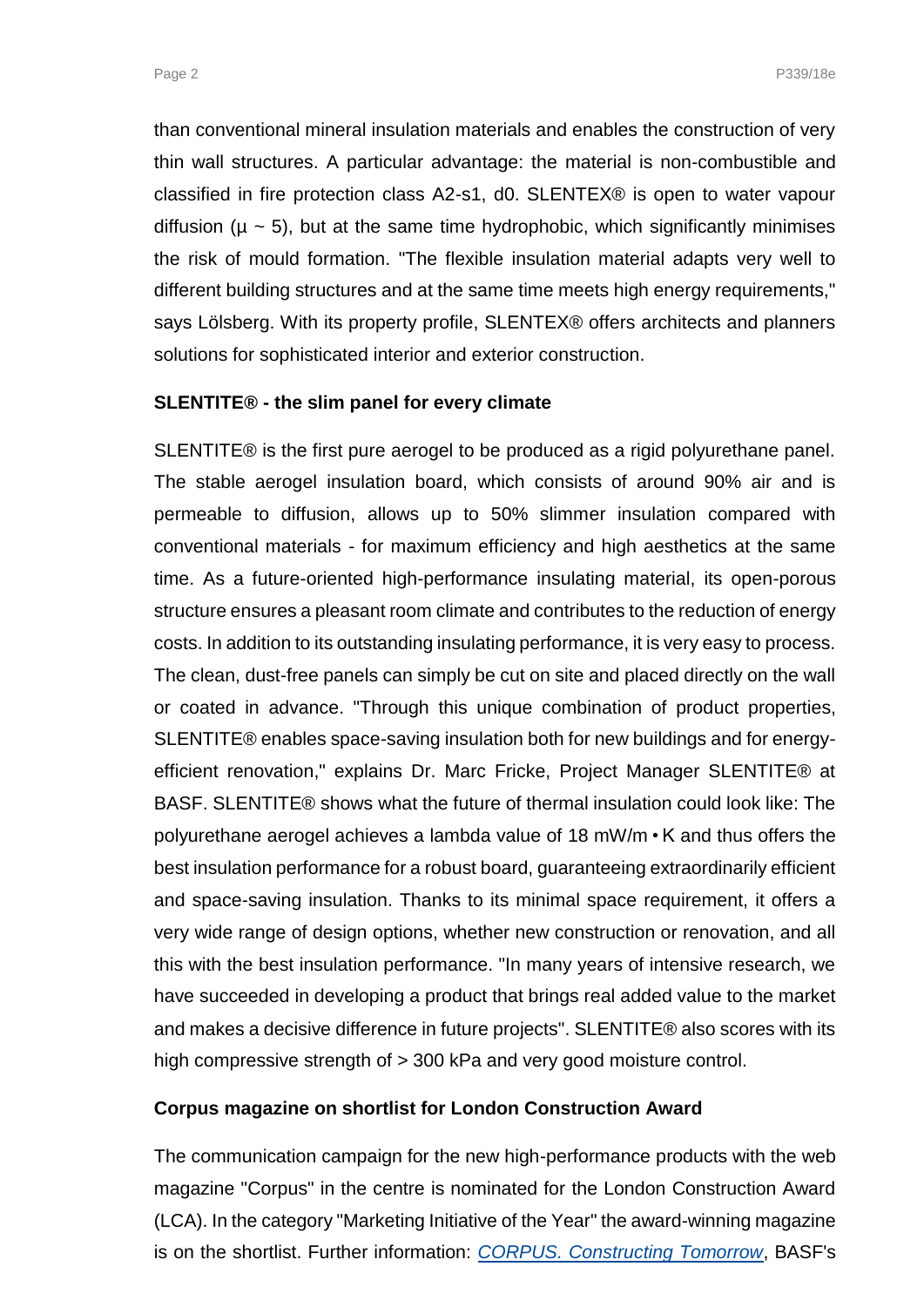than conventional mineral insulation materials and enables the construction of very thin wall structures. A particular advantage: the material is non-combustible and classified in fire protection class A2-s1, d0. SLENTEX® is open to water vapour diffusion ($\mu \sim 5$), but at the same time hydrophobic, which significantly minimises the risk of mould formation. "The flexible insulation material adapts very well to different building structures and at the same time meets high energy requirements," says Lölsberg. With its property profile, SLENTEX® offers architects and planners solutions for sophisticated interior and exterior construction.

**SLENTITE® - the slim panel for every climate**

SLENTITE® is the first pure aerogel to be produced as a rigid polyurethane panel. The stable aerogel insulation board, which consists of around 90% air and is permeable to diffusion, allows up to 50% slimmer insulation compared with conventional materials - for maximum efficiency and high aesthetics at the same time. As a future-oriented high-performance insulating material, its open-porous structure ensures a pleasant room climate and contributes to the reduction of energy costs. In addition to its outstanding insulating performance, it is very easy to process. The clean, dust-free panels can simply be cut on site and placed directly on the wall or coated in advance. "Through this unique combination of product properties, SLENTITE® enables space-saving insulation both for new buildings and for energy-efficient renovation," explains Dr. Marc Fricke, Project Manager SLENTITE® at BASF. SLENTITE® shows what the future of thermal insulation could look like: The polyurethane aerogel achieves a lambda value of 18 mW/m • K and thus offers the best insulation performance for a robust board, guaranteeing extraordinarily efficient and space-saving insulation. Thanks to its minimal space requirement, it offers a very wide range of design options, whether new construction or renovation, and all this with the best insulation performance. "In many years of intensive research, we have succeeded in developing a product that brings real added value to the market and makes a decisive difference in future projects". SLENTITE® also scores with its high compressive strength of > 300 kPa and very good moisture control.

**Corpus magazine on shortlist for London Construction Award**

The communication campaign for the new high-performance products with the web magazine "Corpus" in the centre is nominated for the London Construction Award (LCA). In the category "Marketing Initiative of the Year" the award-winning magazine is on the shortlist. Further information: *CORPUS. Constructing Tomorrow*, BASF's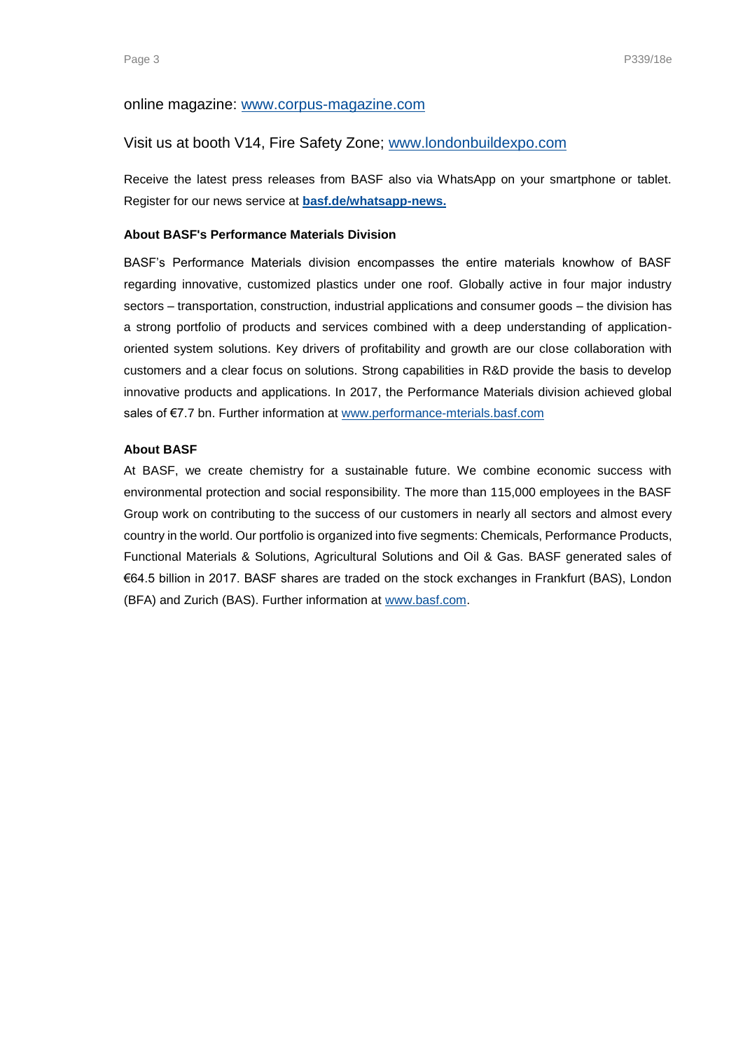online magazine: www.corpus-magazine.com

Visit us at booth V14, Fire Safety Zone; www.londonbuildexpo.com

Receive the latest press releases from BASF also via WhatsApp on your smartphone or tablet. Register for our news service at **basf.de/whatsapp-news.**

**About BASF's Performance Materials Division**

BASF's Performance Materials division encompasses the entire materials knowhow of BASF regarding innovative, customized plastics under one roof. Globally active in four major industry sectors – transportation, construction, industrial applications and consumer goods – the division has a strong portfolio of products and services combined with a deep understanding of application-oriented system solutions. Key drivers of profitability and growth are our close collaboration with customers and a clear focus on solutions. Strong capabilities in R&D provide the basis to develop innovative products and applications. In 2017, the Performance Materials division achieved global sales of €7.7 bn. Further information at www.performance-mterials.basf.com

**About BASF**

At BASF, we create chemistry for a sustainable future. We combine economic success with environmental protection and social responsibility. The more than 115,000 employees in the BASF Group work on contributing to the success of our customers in nearly all sectors and almost every country in the world. Our portfolio is organized into five segments: Chemicals, Performance Products, Functional Materials & Solutions, Agricultural Solutions and Oil & Gas. BASF generated sales of €64.5 billion in 2017. BASF shares are traded on the stock exchanges in Frankfurt (BAS), London (BFA) and Zurich (BAS). Further information at www.basf.com.